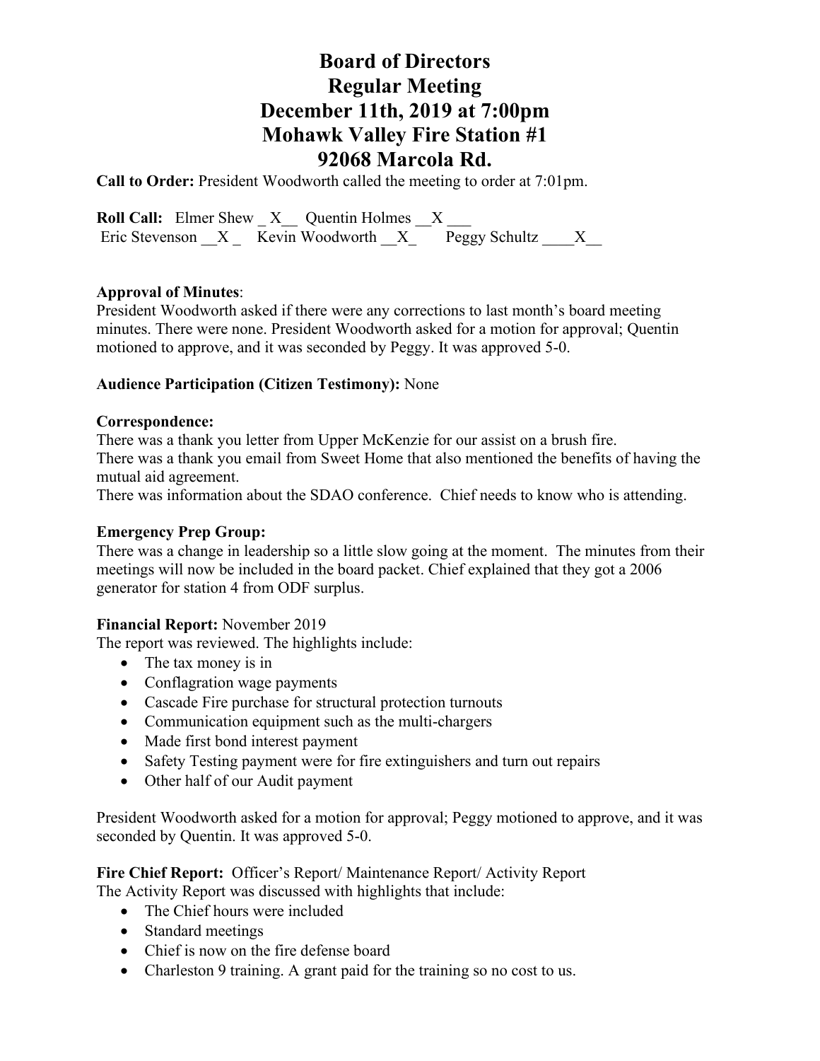# Board of Directors
# Regular Meeting
# December 11th, 2019 at 7:00pm
# Mohawk Valley Fire Station #1
# 92068 Marcola Rd.

**Call to Order:** President Woodworth called the meeting to order at 7:01pm.

**Roll Call:** Elmer Shew _ X__ Quentin Holmes __X ___
Eric Stevenson __X _ Kevin Woodworth __X_ Peggy Schultz ____X__

**Approval of Minutes**:
President Woodworth asked if there were any corrections to last month's board meeting minutes. There were none. President Woodworth asked for a motion for approval; Quentin motioned to approve, and it was seconded by Peggy. It was approved 5-0.

**Audience Participation (Citizen Testimony):** None

**Correspondence:**
There was a thank you letter from Upper McKenzie for our assist on a brush fire.
There was a thank you email from Sweet Home that also mentioned the benefits of having the mutual aid agreement.
There was information about the SDAO conference. Chief needs to know who is attending.

**Emergency Prep Group:**
There was a change in leadership so a little slow going at the moment. The minutes from their meetings will now be included in the board packet. Chief explained that they got a 2006 generator for station 4 from ODF surplus.

**Financial Report:** November 2019
The report was reviewed. The highlights include:

- The tax money is in
- Conflagration wage payments
- Cascade Fire purchase for structural protection turnouts
- Communication equipment such as the multi-chargers
- Made first bond interest payment
- Safety Testing payment were for fire extinguishers and turn out repairs
- Other half of our Audit payment

President Woodworth asked for a motion for approval; Peggy motioned to approve, and it was seconded by Quentin. It was approved 5-0.

**Fire Chief Report:** Officer's Report/ Maintenance Report/ Activity Report
The Activity Report was discussed with highlights that include:

- The Chief hours were included
- Standard meetings
- Chief is now on the fire defense board
- Charleston 9 training. A grant paid for the training so no cost to us.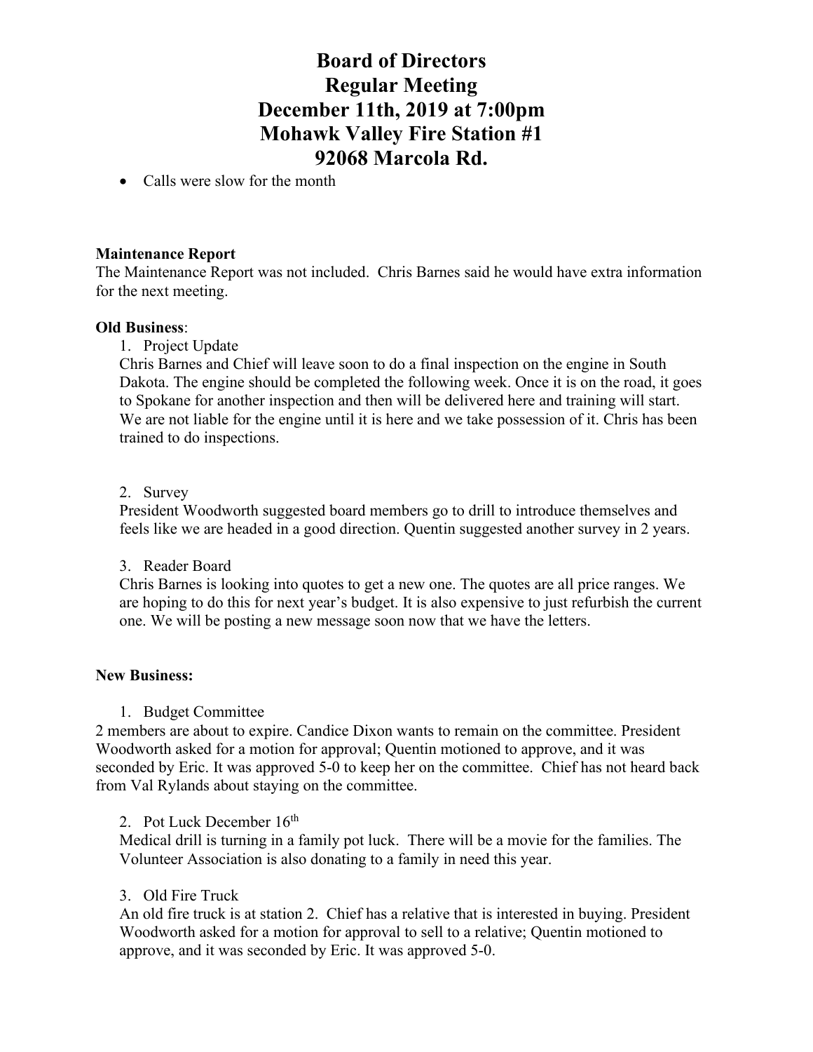# Board of Directors
# Regular Meeting
# December 11th, 2019 at 7:00pm
# Mohawk Valley Fire Station #1
# 92068 Marcola Rd.

- Calls were slow for the month

**Maintenance Report**

The Maintenance Report was not included. Chris Barnes said he would have extra information for the next meeting.

**Old Business**:

1. Project Update

   Chris Barnes and Chief will leave soon to do a final inspection on the engine in South Dakota. The engine should be completed the following week. Once it is on the road, it goes to Spokane for another inspection and then will be delivered here and training will start. We are not liable for the engine until it is here and we take possession of it. Chris has been trained to do inspections.

2. Survey

   President Woodworth suggested board members go to drill to introduce themselves and feels like we are headed in a good direction. Quentin suggested another survey in 2 years.

3. Reader Board

   Chris Barnes is looking into quotes to get a new one. The quotes are all price ranges. We are hoping to do this for next year's budget. It is also expensive to just refurbish the current one. We will be posting a new message soon now that we have the letters.

**New Business:**

1. Budget Committee

2 members are about to expire. Candice Dixon wants to remain on the committee. President Woodworth asked for a motion for approval; Quentin motioned to approve, and it was seconded by Eric. It was approved 5-0 to keep her on the committee. Chief has not heard back from Val Rylands about staying on the committee.

2. Pot Luck December 16th

   Medical drill is turning in a family pot luck. There will be a movie for the families. The Volunteer Association is also donating to a family in need this year.

3. Old Fire Truck

   An old fire truck is at station 2. Chief has a relative that is interested in buying. President Woodworth asked for a motion for approval to sell to a relative; Quentin motioned to approve, and it was seconded by Eric. It was approved 5-0.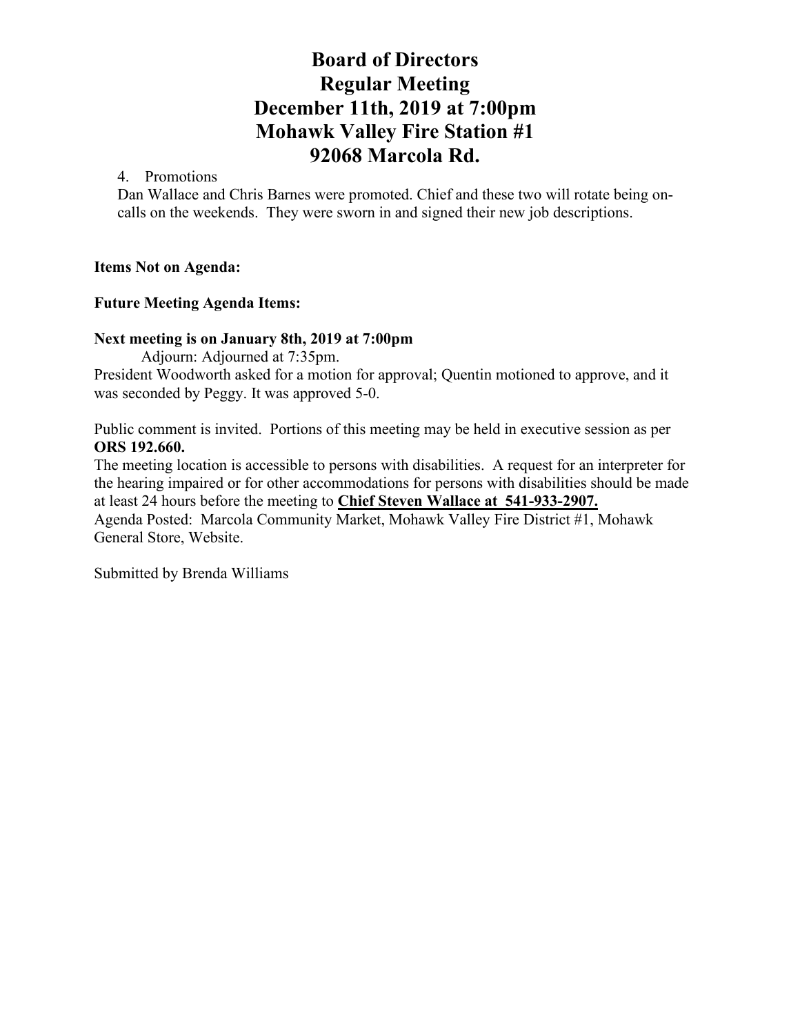# Board of Directors
# Regular Meeting
# December 11th, 2019 at 7:00pm
# Mohawk Valley Fire Station #1
# 92068 Marcola Rd.

4. Promotions

Dan Wallace and Chris Barnes were promoted. Chief and these two will rotate being on-calls on the weekends. They were sworn in and signed their new job descriptions.

**Items Not on Agenda:**

**Future Meeting Agenda Items:**

**Next meeting is on January 8th, 2019 at 7:00pm**

Adjourn: Adjourned at 7:35pm.

President Woodworth asked for a motion for approval; Quentin motioned to approve, and it was seconded by Peggy. It was approved 5-0.

Public comment is invited. Portions of this meeting may be held in executive session as per **ORS 192.660.**

The meeting location is accessible to persons with disabilities. A request for an interpreter for the hearing impaired or for other accommodations for persons with disabilities should be made at least 24 hours before the meeting to **Chief Steven Wallace at 541-933-2907.**

Agenda Posted: Marcola Community Market, Mohawk Valley Fire District #1, Mohawk General Store, Website.

Submitted by Brenda Williams